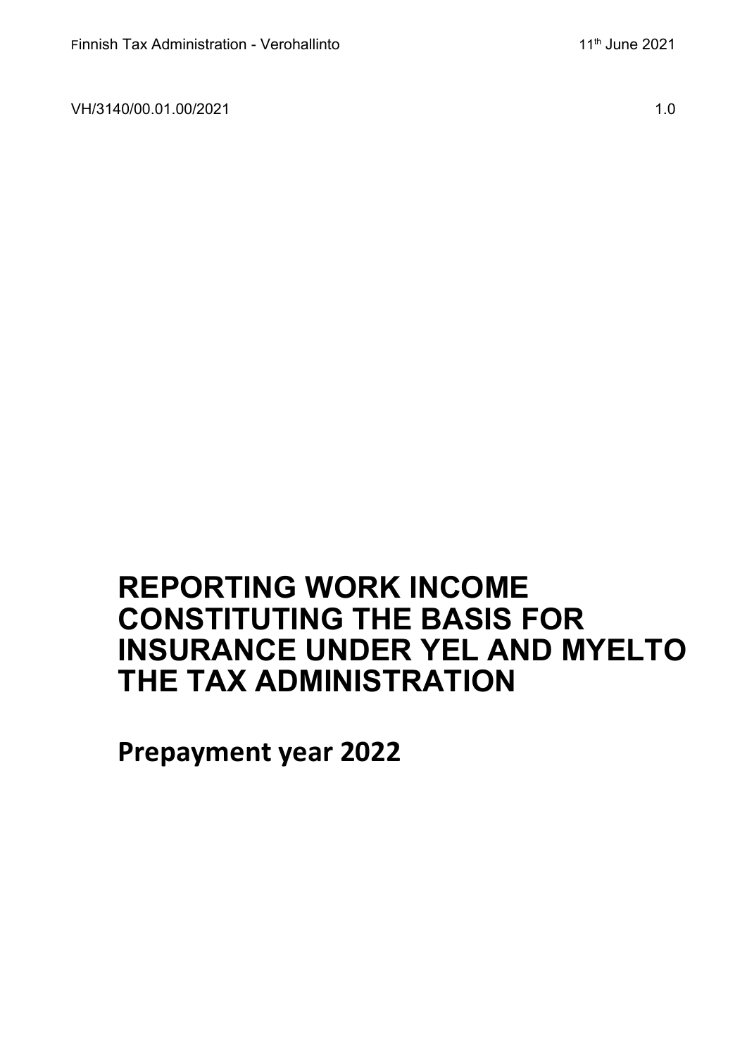VH/3140/00.01.00/2021 1.0

# REPORTING WORK INCOME CONSTITUTING THE BASIS FOR INSURANCE UNDER YEL AND MYELTO THE TAX ADMINISTRATION

## Prepayment year 2022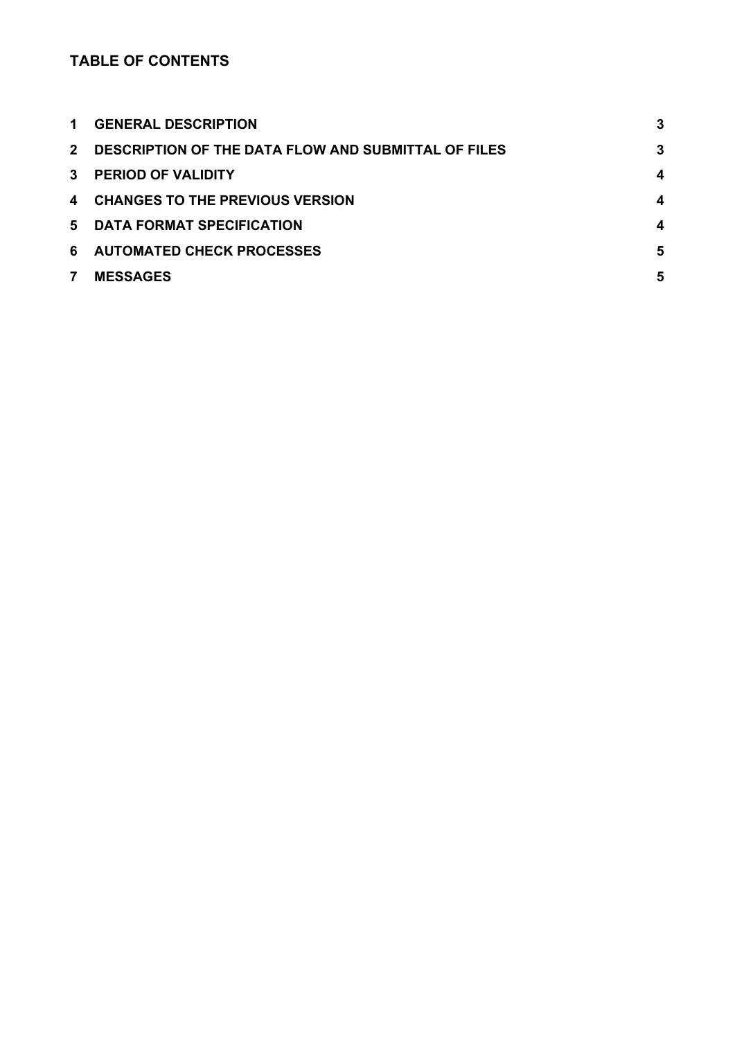## TABLE OF CONTENTS

| | | |
|---|---|---|
| 1 | GENERAL DESCRIPTION | 3 |
| 2 | DESCRIPTION OF THE DATA FLOW AND SUBMITTAL OF FILES | 3 |
| 3 | PERIOD OF VALIDITY | 4 |
| 4 | CHANGES TO THE PREVIOUS VERSION | 4 |
| 5 | DATA FORMAT SPECIFICATION | 4 |
| 6 | AUTOMATED CHECK PROCESSES | 5 |
| 7 | MESSAGES | 5 |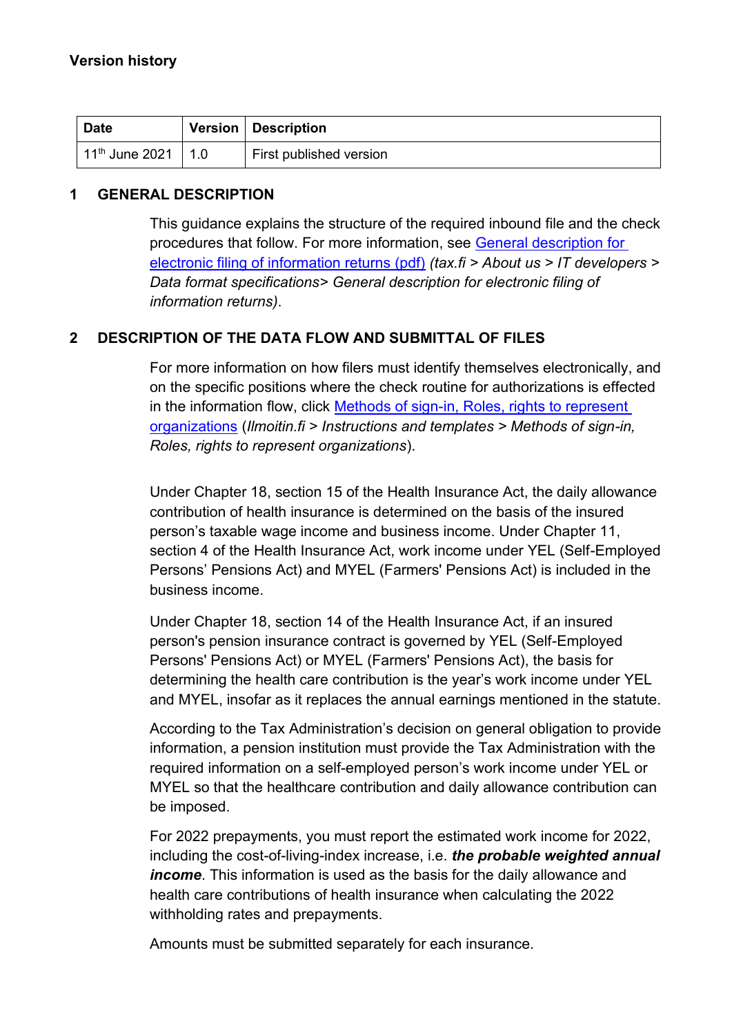**Version history**

| Date | Version | Description |
|---|---|---|
| 11th June 2021 | 1.0 | First published version |

## 1 GENERAL DESCRIPTION

This guidance explains the structure of the required inbound file and the check procedures that follow. For more information, see [General description for electronic filing of information returns (pdf)](#) *(tax.fi > About us > IT developers > Data format specifications> General description for electronic filing of information returns)*.

## 2 DESCRIPTION OF THE DATA FLOW AND SUBMITTAL OF FILES

For more information on how filers must identify themselves electronically, and on the specific positions where the check routine for authorizations is effected in the information flow, click [Methods of sign-in, Roles, rights to represent organizations](#) (*Ilmoitin.fi > Instructions and templates > Methods of sign-in, Roles, rights to represent organizations*).

Under Chapter 18, section 15 of the Health Insurance Act, the daily allowance contribution of health insurance is determined on the basis of the insured person's taxable wage income and business income. Under Chapter 11, section 4 of the Health Insurance Act, work income under YEL (Self-Employed Persons' Pensions Act) and MYEL (Farmers' Pensions Act) is included in the business income.

Under Chapter 18, section 14 of the Health Insurance Act, if an insured person's pension insurance contract is governed by YEL (Self-Employed Persons' Pensions Act) or MYEL (Farmers' Pensions Act), the basis for determining the health care contribution is the year's work income under YEL and MYEL, insofar as it replaces the annual earnings mentioned in the statute.

According to the Tax Administration's decision on general obligation to provide information, a pension institution must provide the Tax Administration with the required information on a self-employed person's work income under YEL or MYEL so that the healthcare contribution and daily allowance contribution can be imposed.

For 2022 prepayments, you must report the estimated work income for 2022, including the cost-of-living-index increase, i.e. ***the probable weighted annual income***. This information is used as the basis for the daily allowance and health care contributions of health insurance when calculating the 2022 withholding rates and prepayments.

Amounts must be submitted separately for each insurance.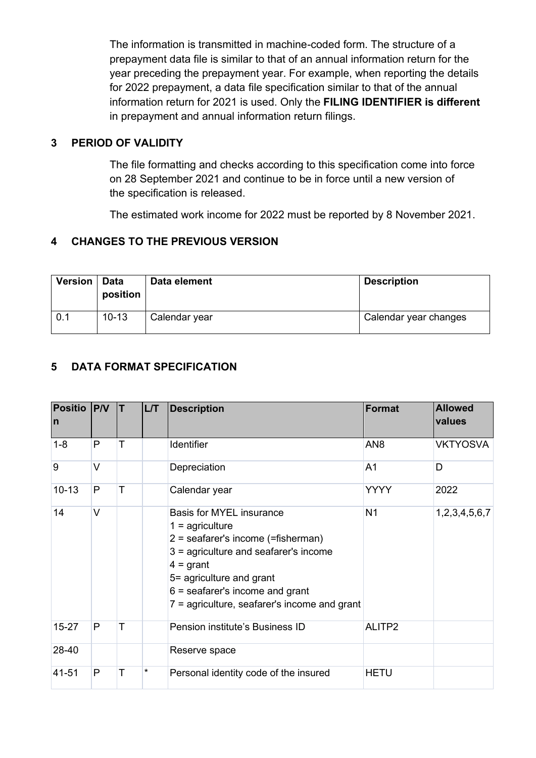The information is transmitted in machine-coded form. The structure of a prepayment data file is similar to that of an annual information return for the year preceding the prepayment year. For example, when reporting the details for 2022 prepayment, a data file specification similar to that of the annual information return for 2021 is used. Only the **FILING IDENTIFIER is different** in prepayment and annual information return filings.

## 3 PERIOD OF VALIDITY

The file formatting and checks according to this specification come into force on 28 September 2021 and continue to be in force until a new version of the specification is released.

The estimated work income for 2022 must be reported by 8 November 2021.

## 4 CHANGES TO THE PREVIOUS VERSION

| Version | Data position | Data element | Description |
|---|---|---|---|
| 0.1 | 10-13 | Calendar year | Calendar year changes |

## 5 DATA FORMAT SPECIFICATION

| Position | P/V | T | L/T | Description | Format | Allowed values |
|---|---|---|---|---|---|---|
| 1-8 | P | T | | Identifier | AN8 | VKTYOSVA |
| 9 | V | | | Depreciation | A1 | D |
| 10-13 | P | T | | Calendar year | YYYY | 2022 |
| 14 | V | | | Basis for MYEL insurance<br>1 = agriculture<br>2 = seafarer's income (=fisherman)<br>3 = agriculture and seafarer's income<br>4 = grant<br>5= agriculture and grant<br>6 = seafarer's income and grant<br>7 = agriculture, seafarer's income and grant | N1 | 1,2,3,4,5,6,7 |
| 15-27 | P | T | | Pension institute's Business ID | ALITP2 | |
| 28-40 | | | | Reserve space | | |
| 41-51 | P | T | * | Personal identity code of the insured | HETU | |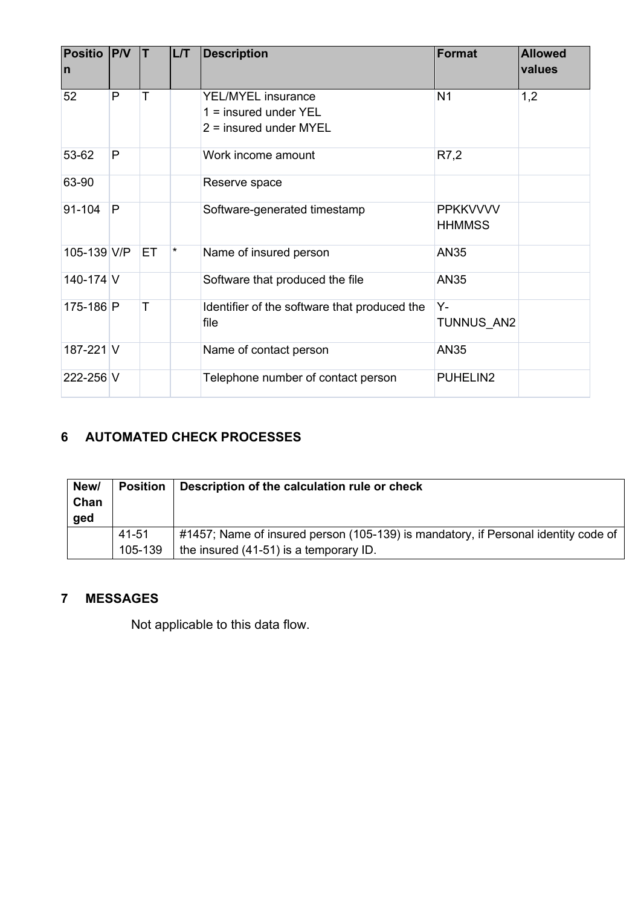| Position | P/V | T | L/T | Description | Format | Allowed values |
|---|---|---|---|---|---|---|
| 52 | P | T | | YEL/MYEL insurance<br>1 = insured under YEL<br>2 = insured under MYEL | N1 | 1,2 |
| 53-62 | P | | | Work income amount | R7,2 | |
| 63-90 | | | | Reserve space | | |
| 91-104 | P | | | Software-generated timestamp | PPKKVVVV HHMMSS | |
| 105-139 | V/P | ET | * | Name of insured person | AN35 | |
| 140-174 | V | | | Software that produced the file | AN35 | |
| 175-186 | P | T | | Identifier of the software that produced the file | Y-TUNNUS_AN2 | |
| 187-221 | V | | | Name of contact person | AN35 | |
| 222-256 | V | | | Telephone number of contact person | PUHELIN2 | |

## 6 AUTOMATED CHECK PROCESSES

| New/ Changed | Position | Description of the calculation rule or check |
|---|---|---|
| | 41-51<br>105-139 | #1457; Name of insured person (105-139) is mandatory, if Personal identity code of the insured (41-51) is a temporary ID. |

## 7 MESSAGES

Not applicable to this data flow.